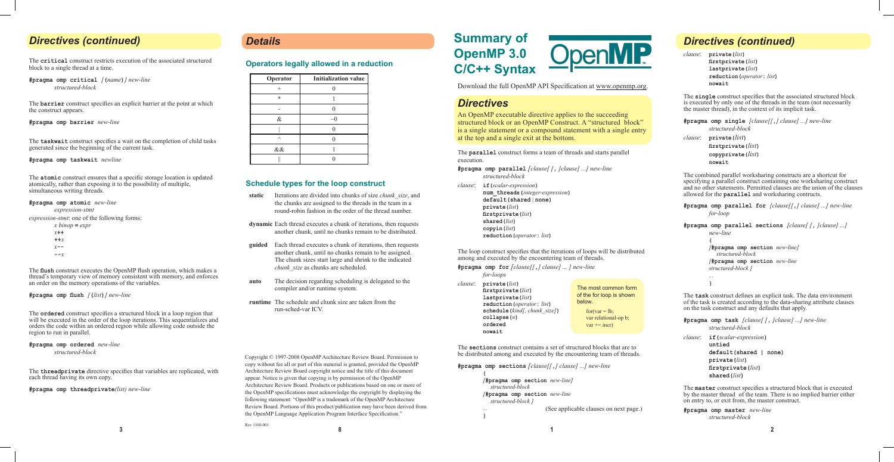# Summary of OpenMP 3.0 C/C++ Syntax

Download the full OpenMP API Specification at www.openmp.org.

## Directives

An OpenMP executable directive applies to the succeeding structured block or an OpenMP Construct. A "structured block" is a single statement or a compound statement with a single entry at the top and a single exit at the bottom.

The **parallel** construct forms a team of threads and starts parallel execution.

```
#pragma omp parallel [clause[ [, ]clause] ...] new-line
        structured-block
```

*clause*:
```
if(scalar-expression)
num_threads(integer-expression)
default(shared | none)
private(list)
firstprivate(list)
shared(list)
copyin(list)
reduction(operator: list)
```

The loop construct specifies that the iterations of loops will be distributed among and executed by the encountering team of threads.

```
#pragma omp for [clause[[,] clause] ... ] new-line
        for-loops
```

*clause*:
```
private(list)
firstprivate(list)
lastprivate(list)
reduction(operator: list)
schedule(kind[, chunk_size])
collapse(n)
ordered
nowait
```

The most common form of the for loop is shown below.

```
for(var = lb;
var relational-op b;
var += incr)
```

The **sections** construct contains a set of structured blocks that are to be distributed among and executed by the encountering team of threads.

```
#pragma omp sections [clause[[,] clause] ...] new-line
        {
        [#pragma omp section new-line]
           structured-block
        [#pragma omp section new-line
           structured-block ]
        ...
        }
```

(See applicable clauses on next page.)

## Directives (continued)

*clause*:
```
private(list)
firstprivate(list)
lastprivate(list)
reduction(operator: list)
nowait
```

The **single** construct specifies that the associated structured block is executed by only one of the threads in the team (not necessarily the master thread), in the context of its implicit task.

```
#pragma omp single [clause[[,] clause] ...] new-line
        structured-block
```

*clause*:
```
private(list)
firstprivate(list)
copyprivate(list)
nowait
```

The combined parallel worksharing constructs are a shortcut for specifying a parallel construct containing one worksharing construct and no other statements. Permitted clauses are the union of the clauses allowed for the **parallel** and worksharing contructs.

```
#pragma omp parallel for [clause[[,] clause] ...] new-line
        for-loop
```

```
#pragma omp parallel sections [clause[ [, ]clause] ...]
        new-line
        {
        [#pragma omp section new-line]
           structured-block
        [#pragma omp section new-line
        structured-block ]
        ...
        }
```

The **task** construct defines an explicit task. The data environment of the task is created according to the data-sharing attribute clauses on the task construct and any defaults that apply.

```
#pragma omp task [clause[ [, ]clause] ...] new-line
        structured-block
```

*clause*:
```
if(scalar-expression)
untied
default(shared | none)
private(list)
firstprivate(list)
shared(list)
```

The **master** construct specifies a structured block that is executed by the master thread of the team. There is no implied barrier either on entry to, or exit from, the master construct.

```
#pragma omp master new-line
        structured-block
```

## Directives (continued)

The **critical** construct restricts execution of the associated structured block to a single thread at a time.

```
#pragma omp critical [(name)] new-line
        structured-block
```

The **barrier** construct specifies an explicit barrier at the point at which the construct appears.

```
#pragma omp barrier new-line
```

The **taskwait** construct specifies a wait on the completion of child tasks generated since the beginning of the current task.

```
#pragma omp taskwait newline
```

The **atomic** construct ensures that a specific storage location is updated atomically, rather than exposing it to the possibility of multiple, simultaneous writing threads.

```
#pragma omp atomic new-line
        expression-stmt
```

*expression-stmt*: one of the following forms:
```
x binop = expr
x++
++x
x--
--x
```

The **flush** construct executes the OpenMP flush operation, which makes a thread's temporary view of memory consistent with memory, and enforces an order on the memory operations of the variables.

```
#pragma omp flush [(list)] new-line
```

The **ordered** construct specifies a structured block in a loop region that will be executed in the order of the loop iterations. This sequentializes and orders the code within an ordered region while allowing code outside the region to run in parallel.

```
#pragma omp ordered new-line
        structured-block
```

The **threadprivate** directive specifies that variables are replicated, with each thread having its own copy.

```
#pragma omp threadprivate(list) new-line
```

## Details

### Operators legally allowed in a reduction

| Operator | Initialization value |
|---|---|
| + | 0 |
| * | 1 |
| - | 0 |
| & | ~0 |
| \| | 0 |
| ^ | 0 |
| && | 1 |
| \|\| | 0 |

### Schedule types for the loop construct

- **static** Iterations are divided into chunks of size *chunk_size*, and the chunks are assigned to the threads in the team in a round-robin fashion in the order of the thread number.
- **dynamic** Each thread executes a chunk of iterations, then requests another chunk, until no chunks remain to be distributed.
- **guided** Each thread executes a chunk of iterations, then requests another chunk, until no chunks remain to be assigned. The chunk sizes start large and shrink to the indicated *chunk_size* as chunks are scheduled.
- **auto** The decision regarding scheduling is delegated to the compiler and/or runtime system.
- **runtime** The schedule and chunk size are taken from the run-sched-var ICV.

Copyright © 1997-2008 OpenMP Architecture Review Board. Permission to copy without fee all or part of this material is granted, provided the OpenMP Architecture Review Board copyright notice and the title of this document appear. Notice is given that copying is by permission of the OpenMP Architecture Review Board. Products or publications based on one or more of the OpenMP specifications must acknowledge the copyright by displaying the following statement: "OpenMP is a trademark of the OpenMP Architecture Review Board. Portions of this product/publication may have been derived from the OpenMP Language Application Program Interface Specification."

Rev 1108-001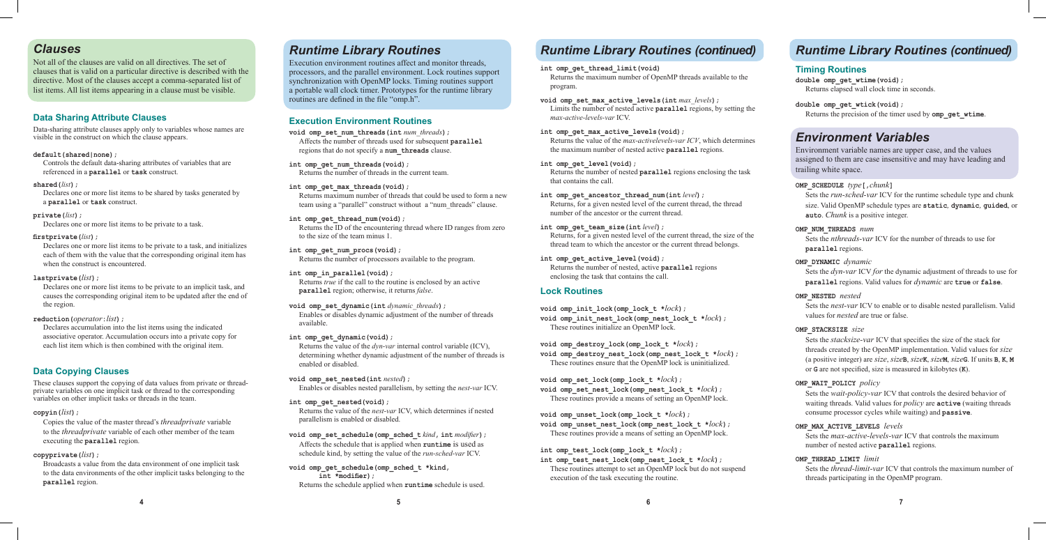## Clauses

Not all of the clauses are valid on all directives. The set of clauses that is valid on a particular directive is described with the directive. Most of the clauses accept a comma-separated list of list items. All list items appearing in a clause must be visible.

### Data Sharing Attribute Clauses

Data-sharing attribute clauses apply only to variables whose names are visible in the construct on which the clause appears.

**`default(shared|none);`**
Controls the default data-sharing attributes of variables that are referenced in a **`parallel`** or **`task`** construct.

**`shared(`*list*`);`**
Declares one or more list items to be shared by tasks generated by a **`parallel`** or **`task`** construct.

**`private(`*list*`);`**
Declares one or more list items to be private to a task.

**`firstprivate(`*list*`);`**
Declares one or more list items to be private to a task, and initializes each of them with the value that the corresponding original item has when the construct is encountered.

**`lastprivate(`*list*`);`**
Declares one or more list items to be private to an implicit task, and causes the corresponding original item to be updated after the end of the region.

**`reduction(`*operator*`:`*list*`);`**
Declares accumulation into the list items using the indicated associative operator. Accumulation occurs into a private copy for each list item which is then combined with the original item.

### Data Copying Clauses

These clauses support the copying of data values from private or thread-private variables on one implicit task or thread to the corresponding variables on other implicit tasks or threads in the team.

**`copyin(`*list*`);`**
Copies the value of the master thread's *threadprivate* variable to the *threadprivate* variable of each other member of the team executing the **`parallel`** region.

**`copyprivate(`*list*`);`**
Broadcasts a value from the data environment of one implicit task to the data environments of the other implicit tasks belonging to the **`parallel`** region.

## Runtime Library Routines

Execution environment routines affect and monitor threads, processors, and the parallel environment. Lock routines support synchronization with OpenMP locks. Timing routines support a portable wall clock timer. Prototypes for the runtime library routines are defined in the file "omp.h".

### Execution Environment Routines

**`void omp_set_num_threads(int` *num_threads*`);`**
Affects the number of threads used for subsequent **`parallel`** regions that do not specify a **`num_threads`** clause.

**`int omp_get_num_threads(void);`**
Returns the number of threads in the current team.

**`int omp_get_max_threads(void);`**
Returns maximum number of threads that could be used to form a new team using a "parallel" construct without a "num_threads" clause.

**`int omp_get_thread_num(void);`**
Returns the ID of the encountering thread where ID ranges from zero to the size of the team minus 1.

**`int omp_get_num_procs(void);`**
Returns the number of processors available to the program.

**`int omp_in_parallel(void);`**
Returns *true* if the call to the routine is enclosed by an active **`parallel`** region; otherwise, it returns *false*.

**`void omp_set_dynamic(int` *dynamic_threads*`);`**
Enables or disables dynamic adjustment of the number of threads available.

**`int omp_get_dynamic(void);`**
Returns the value of the *dyn-var* internal control variable (ICV), determining whether dynamic adjustment of the number of threads is enabled or disabled.

**`void omp_set_nested(int` *nested*`);`**
Enables or disables nested parallelism, by setting the *nest-var* ICV.

**`int omp_get_nested(void);`**
Returns the value of the *nest-var* ICV, which determines if nested parallelism is enabled or disabled.

**`void omp_set_schedule(omp_sched_t` *kind*`, int` *modifier*`);`**
Affects the schedule that is applied when **`runtime`** is used as schedule kind, by setting the value of the *run-sched-var* ICV.

**`void omp_get_schedule(omp_sched_t *kind, int *modifier);`**
Returns the schedule applied when **`runtime`** schedule is used.

## Runtime Library Routines (continued)

**`int omp_get_thread_limit(void)`**
Returns the maximum number of OpenMP threads available to the program.

**`void omp_set_max_active_levels(int` *max_levels*`);`**
Limits the number of nested active **`parallel`** regions, by setting the *max-active-levels-var* ICV.

**`int omp_get_max_active_levels(void);`**
Returns the value of the *max-activelevels-var ICV*, which determines the maximum number of nested active **`parallel`** regions.

**`int omp_get_level(void);`**
Returns the number of nested **`parallel`** regions enclosing the task that contains the call.

**`int omp_get_ancestor_thread_num(int` *level*`);`**
Returns, for a given nested level of the current thread, the thread number of the ancestor or the current thread.

**`int omp_get_team_size(int` *level*`);`**
Returns, for a given nested level of the current thread, the size of the thread team to which the ancestor or the current thread belongs.

**`int omp_get_active_level(void);`**
Returns the number of nested, active **`parallel`** regions enclosing the task that contains the call.

### Lock Routines

**`void omp_init_lock(omp_lock_t *`*lock*`);`**
**`void omp_init_nest_lock(omp_nest_lock_t *`*lock*`);`**
These routines initialize an OpenMP lock.

**`void omp_destroy_lock(omp_lock_t *`*lock*`);`**
**`void omp_destroy_nest_lock(omp_nest_lock_t *`*lock*`);`**
These routines ensure that the OpenMP lock is uninitialized.

**`void omp_set_lock(omp_lock_t *`*lock*`);`**
**`void omp_set_nest_lock(omp_nest_lock_t *`*lock*`);`**
These routines provide a means of setting an OpenMP lock.

**`void omp_unset_lock(omp_lock_t *`*lock*`);`**
**`void omp_unset_nest_lock(omp_nest_lock_t *`*lock*`);`**
These routines provide a means of setting an OpenMP lock.

**`int omp_test_lock(omp_lock_t *`*lock*`);`**
**`int omp_test_nest_lock(omp_nest_lock_t *`*lock*`);`**
These routines attempt to set an OpenMP lock but do not suspend execution of the task executing the routine.

## Runtime Library Routines (continued)

### Timing Routines

**`double omp_get_wtime(void);`**
Returns elapsed wall clock time in seconds.

**`double omp_get_wtick(void);`**
Returns the precision of the timer used by **`omp_get_wtime`**.

## Environment Variables

Environment variable names are upper case, and the values assigned to them are case insensitive and may have leading and trailing white space.

**`OMP_SCHEDULE`** *type*[,*chunk*]
Sets the *run-sched-var* ICV for the runtime schedule type and chunk size. Valid OpenMP schedule types are **`static`**, **`dynamic`**, **`guided`**, or **`auto`**. *Chunk* is a positive integer.

**`OMP_NUM_THREADS`** *num*
Sets the *nthreads-var* ICV for the number of threads to use for **`parallel`** regions.

**`OMP_DYNAMIC`** *dynamic*
Sets the *dyn-var* ICV *for* the dynamic adjustment of threads to use for **`parallel`** regions. Valid values for *dynamic* are **`true`** or **`false`**.

**`OMP_NESTED`** *nested*
Sets the *nest-var* ICV to enable or to disable nested parallelism. Valid values for *nested* are true or false.

**`OMP_STACKSIZE`** *size*
Sets the *stacksize-var* ICV that specifies the size of the stack for threads created by the OpenMP implementation. Valid values for *size* (a positive integer) are *size*, *size***`B`**, *size***`K`**, *size***`M`**, *size***`G`**. If units **`B`**, **`K`**, **`M`** or **`G`** are not specified, size is measured in kilobytes (**`K`**).

**`OMP_WAIT_POLICY`** *policy*
Sets the *wait-policy-var* ICV that controls the desired behavior of waiting threads. Valid values for *policy* are **`active`** (waiting threads consume processor cycles while waiting) and **`passive`**.

**`OMP_MAX_ACTIVE_LEVELS`** *levels*
Sets the *max-active-levels-var* ICV that controls the maximum number of nested active **`parallel`** regions.

**`OMP_THREAD_LIMIT`** *limit*
Sets the *thread-limit-var* ICV that controls the maximum number of threads participating in the OpenMP program.